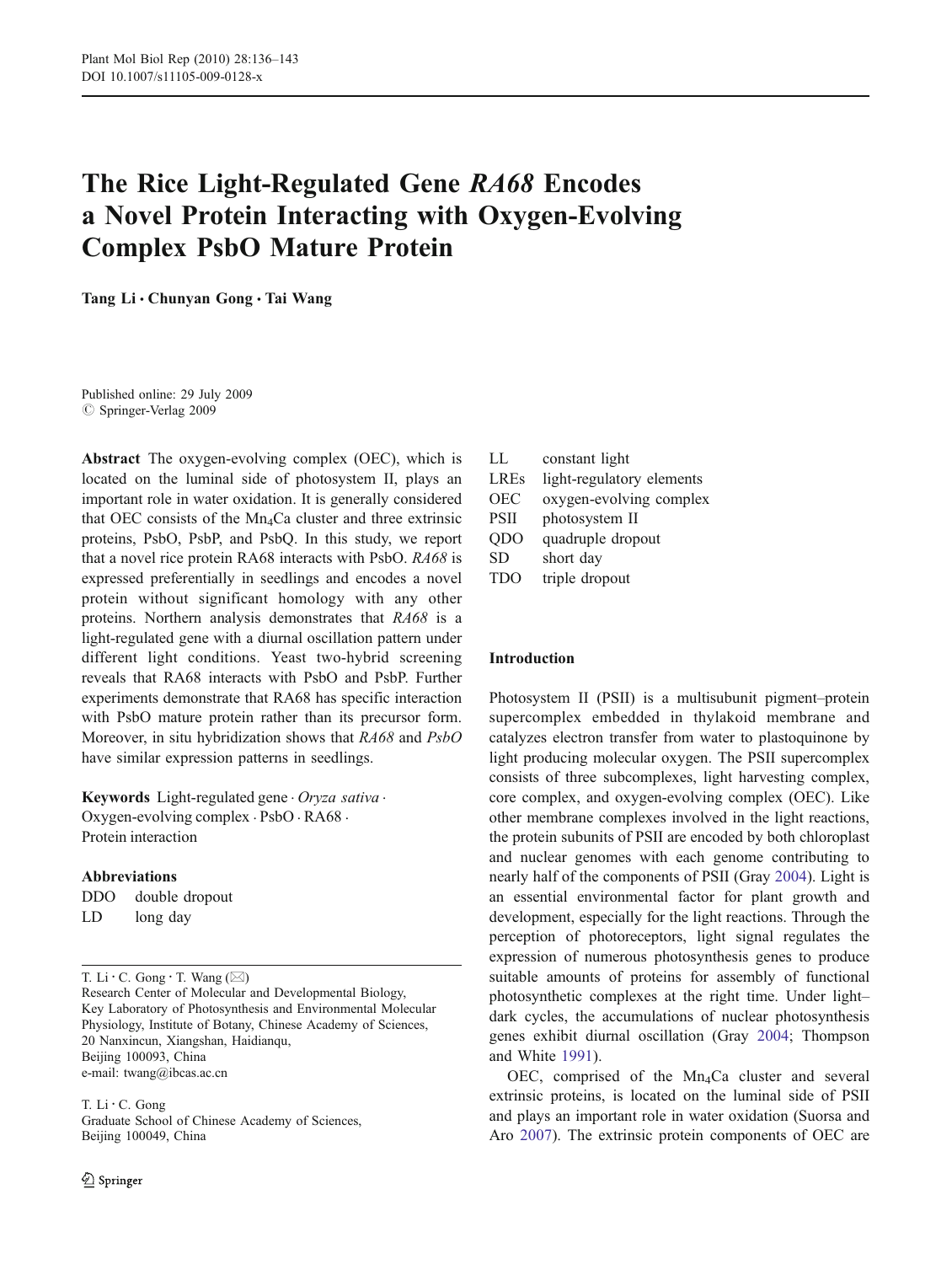# The Rice Light-Regulated Gene *RA68* Encodes a Novel Protein Interacting with Oxygen-Evolving Complex PsbO Mature Protein

**Tang Li · Chunyan Gong · Tai Wang**

Published online: 29 July 2009
© Springer-Verlag 2009

**Abstract** The oxygen-evolving complex (OEC), which is located on the luminal side of photosystem II, plays an important role in water oxidation. It is generally considered that OEC consists of the $Mn_4Ca$ cluster and three extrinsic proteins, PsbO, PsbP, and PsbQ. In this study, we report that a novel rice protein RA68 interacts with PsbO. *RA68* is expressed preferentially in seedlings and encodes a novel protein without significant homology with any other proteins. Northern analysis demonstrates that *RA68* is a light-regulated gene with a diurnal oscillation pattern under different light conditions. Yeast two-hybrid screening reveals that RA68 interacts with PsbO and PsbP. Further experiments demonstrate that RA68 has specific interaction with PsbO mature protein rather than its precursor form. Moreover, in situ hybridization shows that *RA68* and *PsbO* have similar expression patterns in seedlings.

**Keywords** Light-regulated gene · *Oryza sativa* · Oxygen-evolving complex · PsbO · RA68 · Protein interaction

**Abbreviations**

| | |
|---|---|
| DDO | double dropout |
| LD | long day |
| LL | constant light |
| LREs | light-regulatory elements |
| OEC | oxygen-evolving complex |
| PSII | photosystem II |
| QDO | quadruple dropout |
| SD | short day |
| TDO | triple dropout |

T. Li · C. Gong · T. Wang (✉)
Research Center of Molecular and Developmental Biology, Key Laboratory of Photosynthesis and Environmental Molecular Physiology, Institute of Botany, Chinese Academy of Sciences, 20 Nanxincun, Xiangshan, Haidianqu, Beijing 100093, China
e-mail: twang@ibcas.ac.cn

T. Li · C. Gong
Graduate School of Chinese Academy of Sciences, Beijing 100049, China

## Introduction

Photosystem II (PSII) is a multisubunit pigment–protein supercomplex embedded in thylakoid membrane and catalyzes electron transfer from water to plastoquinone by light producing molecular oxygen. The PSII supercomplex consists of three subcomplexes, light harvesting complex, core complex, and oxygen-evolving complex (OEC). Like other membrane complexes involved in the light reactions, the protein subunits of PSII are encoded by both chloroplast and nuclear genomes with each genome contributing to nearly half of the components of PSII (Gray 2004). Light is an essential environmental factor for plant growth and development, especially for the light reactions. Through the perception of photoreceptors, light signal regulates the expression of numerous photosynthesis genes to produce suitable amounts of proteins for assembly of functional photosynthetic complexes at the right time. Under light–dark cycles, the accumulations of nuclear photosynthesis genes exhibit diurnal oscillation (Gray 2004; Thompson and White 1991).

OEC, comprised of the $Mn_4Ca$ cluster and several extrinsic proteins, is located on the luminal side of PSII and plays an important role in water oxidation (Suorsa and Aro 2007). The extrinsic protein components of OEC are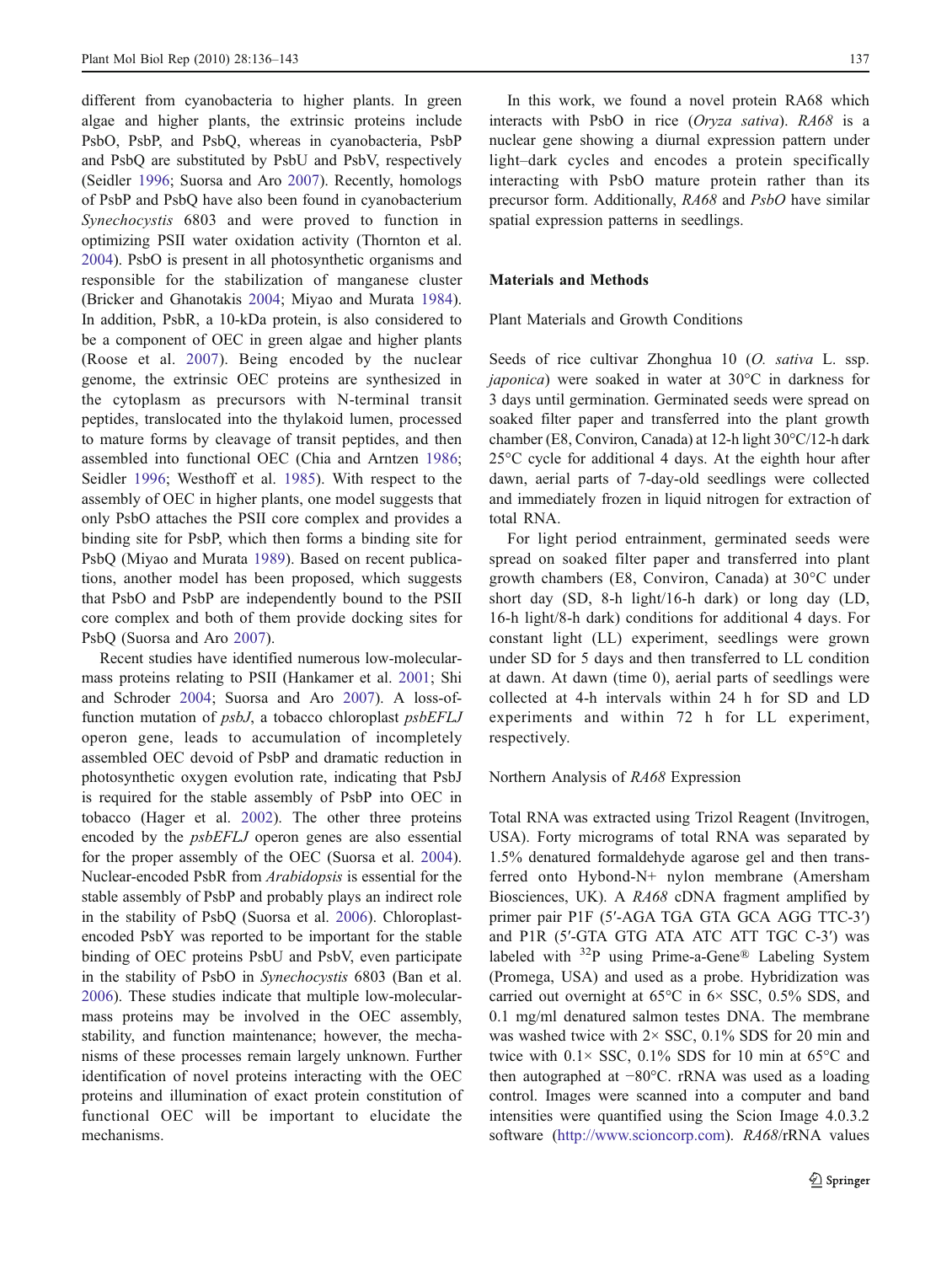different from cyanobacteria to higher plants. In green algae and higher plants, the extrinsic proteins include PsbO, PsbP, and PsbQ, whereas in cyanobacteria, PsbP and PsbQ are substituted by PsbU and PsbV, respectively (Seidler 1996; Suorsa and Aro 2007). Recently, homologs of PsbP and PsbQ have also been found in cyanobacterium *Synechocystis* 6803 and were proved to function in optimizing PSII water oxidation activity (Thornton et al. 2004). PsbO is present in all photosynthetic organisms and responsible for the stabilization of manganese cluster (Bricker and Ghanotakis 2004; Miyao and Murata 1984). In addition, PsbR, a 10-kDa protein, is also considered to be a component of OEC in green algae and higher plants (Roose et al. 2007). Being encoded by the nuclear genome, the extrinsic OEC proteins are synthesized in the cytoplasm as precursors with N-terminal transit peptides, translocated into the thylakoid lumen, processed to mature forms by cleavage of transit peptides, and then assembled into functional OEC (Chia and Arntzen 1986; Seidler 1996; Westhoff et al. 1985). With respect to the assembly of OEC in higher plants, one model suggests that only PsbO attaches the PSII core complex and provides a binding site for PsbP, which then forms a binding site for PsbQ (Miyao and Murata 1989). Based on recent publications, another model has been proposed, which suggests that PsbO and PsbP are independently bound to the PSII core complex and both of them provide docking sites for PsbQ (Suorsa and Aro 2007).

Recent studies have identified numerous low-molecular-mass proteins relating to PSII (Hankamer et al. 2001; Shi and Schroder 2004; Suorsa and Aro 2007). A loss-of-function mutation of *psbJ*, a tobacco chloroplast *psbEFLJ* operon gene, leads to accumulation of incompletely assembled OEC devoid of PsbP and dramatic reduction in photosynthetic oxygen evolution rate, indicating that PsbJ is required for the stable assembly of PsbP into OEC in tobacco (Hager et al. 2002). The other three proteins encoded by the *psbEFLJ* operon genes are also essential for the proper assembly of the OEC (Suorsa et al. 2004). Nuclear-encoded PsbR from *Arabidopsis* is essential for the stable assembly of PsbP and probably plays an indirect role in the stability of PsbQ (Suorsa et al. 2006). Chloroplast-encoded PsbY was reported to be important for the stable binding of OEC proteins PsbU and PsbV, even participate in the stability of PsbO in *Synechocystis* 6803 (Ban et al. 2006). These studies indicate that multiple low-molecular-mass proteins may be involved in the OEC assembly, stability, and function maintenance; however, the mechanisms of these processes remain largely unknown. Further identification of novel proteins interacting with the OEC proteins and illumination of exact protein constitution of functional OEC will be important to elucidate the mechanisms.

In this work, we found a novel protein RA68 which interacts with PsbO in rice (*Oryza sativa*). *RA68* is a nuclear gene showing a diurnal expression pattern under light–dark cycles and encodes a protein specifically interacting with PsbO mature protein rather than its precursor form. Additionally, *RA68* and *PsbO* have similar spatial expression patterns in seedlings.

## Materials and Methods

### Plant Materials and Growth Conditions

Seeds of rice cultivar Zhonghua 10 (*O. sativa* L. ssp. *japonica*) were soaked in water at 30°C in darkness for 3 days until germination. Germinated seeds were spread on soaked filter paper and transferred into the plant growth chamber (E8, Conviron, Canada) at 12-h light 30°C/12-h dark 25°C cycle for additional 4 days. At the eighth hour after dawn, aerial parts of 7-day-old seedlings were collected and immediately frozen in liquid nitrogen for extraction of total RNA.

For light period entrainment, germinated seeds were spread on soaked filter paper and transferred into plant growth chambers (E8, Conviron, Canada) at 30°C under short day (SD, 8-h light/16-h dark) or long day (LD, 16-h light/8-h dark) conditions for additional 4 days. For constant light (LL) experiment, seedlings were grown under SD for 5 days and then transferred to LL condition at dawn. At dawn (time 0), aerial parts of seedlings were collected at 4-h intervals within 24 h for SD and LD experiments and within 72 h for LL experiment, respectively.

### Northern Analysis of *RA68* Expression

Total RNA was extracted using Trizol Reagent (Invitrogen, USA). Forty micrograms of total RNA was separated by 1.5% denatured formaldehyde agarose gel and then transferred onto Hybond-N+ nylon membrane (Amersham Biosciences, UK). A *RA68* cDNA fragment amplified by primer pair P1F (5′-AGA TGA GTA GCA AGG TTC-3′) and P1R (5′-GTA GTG ATA ATC ATT TGC C-3′) was labeled with $^{32}P$ using Prime-a-Gene® Labeling System (Promega, USA) and used as a probe. Hybridization was carried out overnight at 65°C in 6× SSC, 0.5% SDS, and 0.1 mg/ml denatured salmon testes DNA. The membrane was washed twice with 2× SSC, 0.1% SDS for 20 min and twice with 0.1× SSC, 0.1% SDS for 10 min at 65°C and then autographed at −80°C. rRNA was used as a loading control. Images were scanned into a computer and band intensities were quantified using the Scion Image 4.0.3.2 software (http://www.scioncorp.com). *RA68*/rRNA values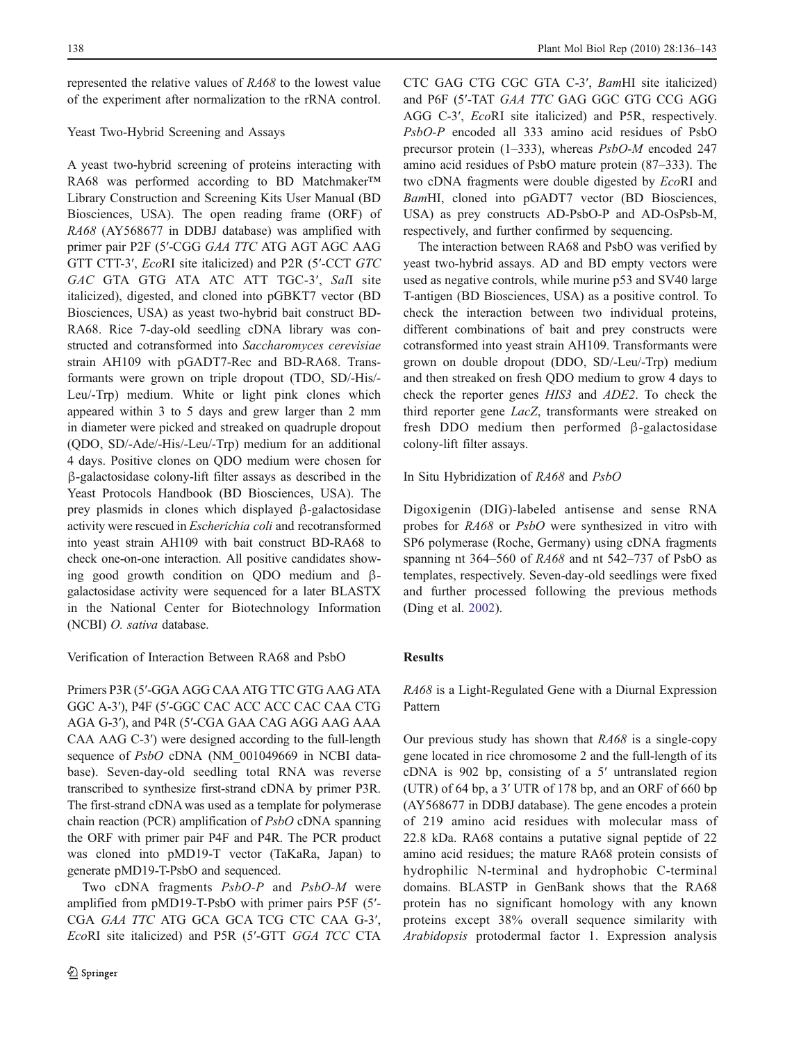represented the relative values of *RA68* to the lowest value of the experiment after normalization to the rRNA control.

### Yeast Two-Hybrid Screening and Assays

A yeast two-hybrid screening of proteins interacting with RA68 was performed according to BD Matchmaker™ Library Construction and Screening Kits User Manual (BD Biosciences, USA). The open reading frame (ORF) of *RA68* (AY568677 in DDBJ database) was amplified with primer pair P2F (5′-CGG *GAA TTC* ATG AGT AGC AAG GTT CTT-3′, *Eco*RI site italicized) and P2R (5′-CCT *GTC GAC* GTA GTG ATA ATC ATT TGC-3′, *Sal*I site italicized), digested, and cloned into pGBKT7 vector (BD Biosciences, USA) as yeast two-hybrid bait construct BD-RA68. Rice 7-day-old seedling cDNA library was constructed and cotransformed into *Saccharomyces cerevisiae* strain AH109 with pGADT7-Rec and BD-RA68. Transformants were grown on triple dropout (TDO, SD/-His/-Leu/-Trp) medium. White or light pink clones which appeared within 3 to 5 days and grew larger than 2 mm in diameter were picked and streaked on quadruple dropout (QDO, SD/-Ade/-His/-Leu/-Trp) medium for an additional 4 days. Positive clones on QDO medium were chosen for β-galactosidase colony-lift filter assays as described in the Yeast Protocols Handbook (BD Biosciences, USA). The prey plasmids in clones which displayed β-galactosidase activity were rescued in *Escherichia coli* and recotransformed into yeast strain AH109 with bait construct BD-RA68 to check one-on-one interaction. All positive candidates showing good growth condition on QDO medium and β-galactosidase activity were sequenced for a later BLASTX in the National Center for Biotechnology Information (NCBI) *O. sativa* database.

### Verification of Interaction Between RA68 and PsbO

Primers P3R (5′-GGA AGG CAA ATG TTC GTG AAG ATA GGC A-3′), P4F (5′-GGC CAC ACC ACC CAC CAA CTG AGA G-3′), and P4R (5′-CGA GAA CAG AGG AAG AAA CAA AAG C-3′) were designed according to the full-length sequence of *PsbO* cDNA (NM_001049669 in NCBI database). Seven-day-old seedling total RNA was reverse transcribed to synthesize first-strand cDNA by primer P3R. The first-strand cDNA was used as a template for polymerase chain reaction (PCR) amplification of *PsbO* cDNA spanning the ORF with primer pair P4F and P4R. The PCR product was cloned into pMD19-T vector (TaKaRa, Japan) to generate pMD19-T-PsbO and sequenced.

Two cDNA fragments *PsbO-P* and *PsbO-M* were amplified from pMD19-T-PsbO with primer pairs P5F (5′-CGA *GAA TTC* ATG GCA GCA TCG CTC CAA G-3′, *Eco*RI site italicized) and P5R (5′-GTT *GGA TCC* CTA CTC GAG CTG CGC GTA C-3′, *Bam*HI site italicized) and P6F (5′-TAT *GAA TTC* GAG GGC GTG CCG AGG AGG C-3′, *Eco*RI site italicized) and P5R, respectively. *PsbO-P* encoded all 333 amino acid residues of PsbO precursor protein (1–333), whereas *PsbO-M* encoded 247 amino acid residues of PsbO mature protein (87–333). The two cDNA fragments were double digested by *Eco*RI and *Bam*HI, cloned into pGADT7 vector (BD Biosciences, USA) as prey constructs AD-PsbO-P and AD-OsPsb-M, respectively, and further confirmed by sequencing.

The interaction between RA68 and PsbO was verified by yeast two-hybrid assays. AD and BD empty vectors were used as negative controls, while murine p53 and SV40 large T-antigen (BD Biosciences, USA) as a positive control. To check the interaction between two individual proteins, different combinations of bait and prey constructs were cotransformed into yeast strain AH109. Transformants were grown on double dropout (DDO, SD/-Leu/-Trp) medium and then streaked on fresh QDO medium to grow 4 days to check the reporter genes *HIS3* and *ADE2*. To check the third reporter gene *LacZ*, transformants were streaked on fresh DDO medium then performed β-galactosidase colony-lift filter assays.

### In Situ Hybridization of *RA68* and *PsbO*

Digoxigenin (DIG)-labeled antisense and sense RNA probes for *RA68* or *PsbO* were synthesized in vitro with SP6 polymerase (Roche, Germany) using cDNA fragments spanning nt 364–560 of *RA68* and nt 542–737 of PsbO as templates, respectively. Seven-day-old seedlings were fixed and further processed following the previous methods (Ding et al. 2002).

## Results

### *RA68* is a Light-Regulated Gene with a Diurnal Expression Pattern

Our previous study has shown that *RA68* is a single-copy gene located in rice chromosome 2 and the full-length of its cDNA is 902 bp, consisting of a 5′ untranslated region (UTR) of 64 bp, a 3′ UTR of 178 bp, and an ORF of 660 bp (AY568677 in DDBJ database). The gene encodes a protein of 219 amino acid residues with molecular mass of 22.8 kDa. RA68 contains a putative signal peptide of 22 amino acid residues; the mature RA68 protein consists of hydrophilic N-terminal and hydrophobic C-terminal domains. BLASTP in GenBank shows that the RA68 protein has no significant homology with any known proteins except 38% overall sequence similarity with *Arabidopsis* protodermal factor 1. Expression analysis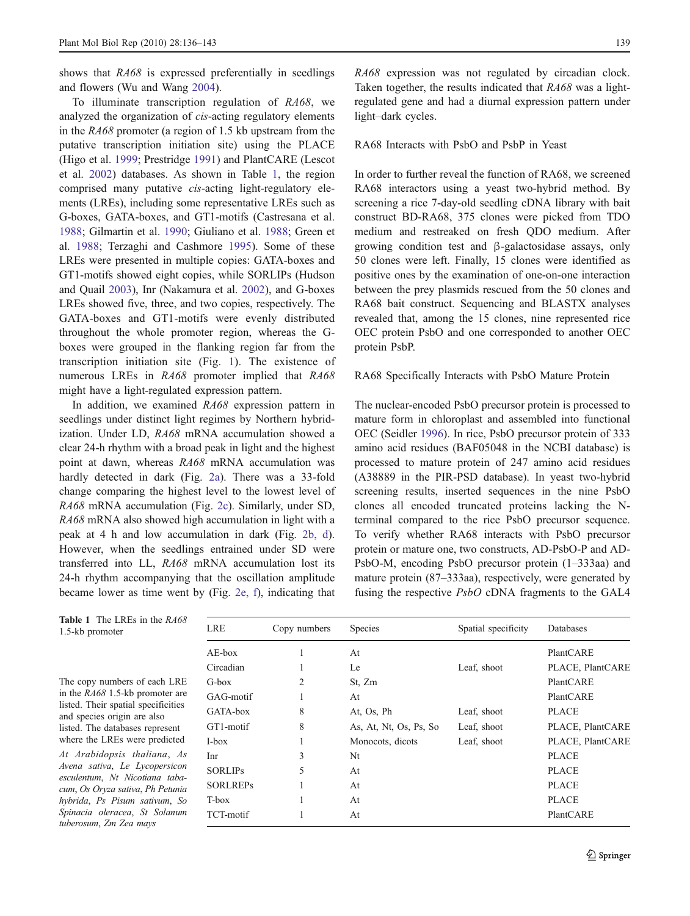shows that *RA68* is expressed preferentially in seedlings and flowers (Wu and Wang 2004).

To illuminate transcription regulation of *RA68*, we analyzed the organization of *cis*-acting regulatory elements in the *RA68* promoter (a region of 1.5 kb upstream from the putative transcription initiation site) using the PLACE (Higo et al. 1999; Prestridge 1991) and PlantCARE (Lescot et al. 2002) databases. As shown in Table 1, the region comprised many putative *cis*-acting light-regulatory elements (LREs), including some representative LREs such as G-boxes, GATA-boxes, and GT1-motifs (Castresana et al. 1988; Gilmartin et al. 1990; Giuliano et al. 1988; Green et al. 1988; Terzaghi and Cashmore 1995). Some of these LREs were presented in multiple copies: GATA-boxes and GT1-motifs showed eight copies, while SORLIPs (Hudson and Quail 2003), Inr (Nakamura et al. 2002), and G-boxes LREs showed five, three, and two copies, respectively. The GATA-boxes and GT1-motifs were evenly distributed throughout the whole promoter region, whereas the G-boxes were grouped in the flanking region far from the transcription initiation site (Fig. 1). The existence of numerous LREs in *RA68* promoter implied that *RA68* might have a light-regulated expression pattern.

In addition, we examined *RA68* expression pattern in seedlings under distinct light regimes by Northern hybridization. Under LD, *RA68* mRNA accumulation showed a clear 24-h rhythm with a broad peak in light and the highest point at dawn, whereas *RA68* mRNA accumulation was hardly detected in dark (Fig. 2a). There was a 33-fold change comparing the highest level to the lowest level of *RA68* mRNA accumulation (Fig. 2c). Similarly, under SD, *RA68* mRNA also showed high accumulation in light with a peak at 4 h and low accumulation in dark (Fig. 2b, d). However, when the seedlings entrained under SD were transferred into LL, *RA68* mRNA accumulation lost its 24-h rhythm accompanying that the oscillation amplitude became lower as time went by (Fig. 2e, f), indicating that *RA68* expression was not regulated by circadian clock. Taken together, the results indicated that *RA68* was a light-regulated gene and had a diurnal expression pattern under light–dark cycles.

## RA68 Interacts with PsbO and PsbP in Yeast

In order to further reveal the function of RA68, we screened RA68 interactors using a yeast two-hybrid method. By screening a rice 7-day-old seedling cDNA library with bait construct BD-RA68, 375 clones were picked from TDO medium and restreaked on fresh QDO medium. After growing condition test and β-galactosidase assays, only 50 clones were left. Finally, 15 clones were identified as positive ones by the examination of one-on-one interaction between the prey plasmids rescued from the 50 clones and RA68 bait construct. Sequencing and BLASTX analyses revealed that, among the 15 clones, nine represented rice OEC protein PsbO and one corresponded to another OEC protein PsbP.

## RA68 Specifically Interacts with PsbO Mature Protein

The nuclear-encoded PsbO precursor protein is processed to mature form in chloroplast and assembled into functional OEC (Seidler 1996). In rice, PsbO precursor protein of 333 amino acid residues (BAF05048 in the NCBI database) is processed to mature protein of 247 amino acid residues (A38889 in the PIR-PSD database). In yeast two-hybrid screening results, inserted sequences in the nine PsbO clones all encoded truncated proteins lacking the N-terminal compared to the rice PsbO precursor sequence. To verify whether RA68 interacts with PsbO precursor protein or mature one, two constructs, AD-PsbO-P and AD-PsbO-M, encoding PsbO precursor protein (1–333aa) and mature protein (87–333aa), respectively, were generated by fusing the respective *PsbO* cDNA fragments to the GAL4

**Table 1** The LREs in the *RA68* 1.5-kb promoter

| LRE | Copy numbers | Species | Spatial specificity | Databases |
|---|---|---|---|---|
| AE-box | 1 | At | | PlantCARE |
| Circadian | 1 | Le | Leaf, shoot | PLACE, PlantCARE |
| G-box | 2 | St, Zm | | PlantCARE |
| GAG-motif | 1 | At | | PlantCARE |
| GATA-box | 8 | At, Os, Ph | Leaf, shoot | PLACE |
| GT1-motif | 8 | As, At, Nt, Os, Ps, So | Leaf, shoot | PLACE, PlantCARE |
| I-box | 1 | Monocots, dicots | Leaf, shoot | PLACE, PlantCARE |
| Inr | 3 | Nt | | PLACE |
| SORLIPs | 5 | At | | PLACE |
| SORLREPs | 1 | At | | PLACE |
| T-box | 1 | At | | PLACE |
| TCT-motif | 1 | At | | PlantCARE |

The copy numbers of each LRE in the *RA68* 1.5-kb promoter are listed. Their spatial specificities and species origin are also listed. The databases represent where the LREs were predicted

*At Arabidopsis thaliana*, *As Avena sativa*, *Le Lycopersicon esculentum*, *Nt Nicotiana tabacum*, *Os Oryza sativa*, *Ph Petunia hybrida*, *Ps Pisum sativum*, *So Spinacia oleracea*, *St Solanum tuberosum*, *Zm Zea mays*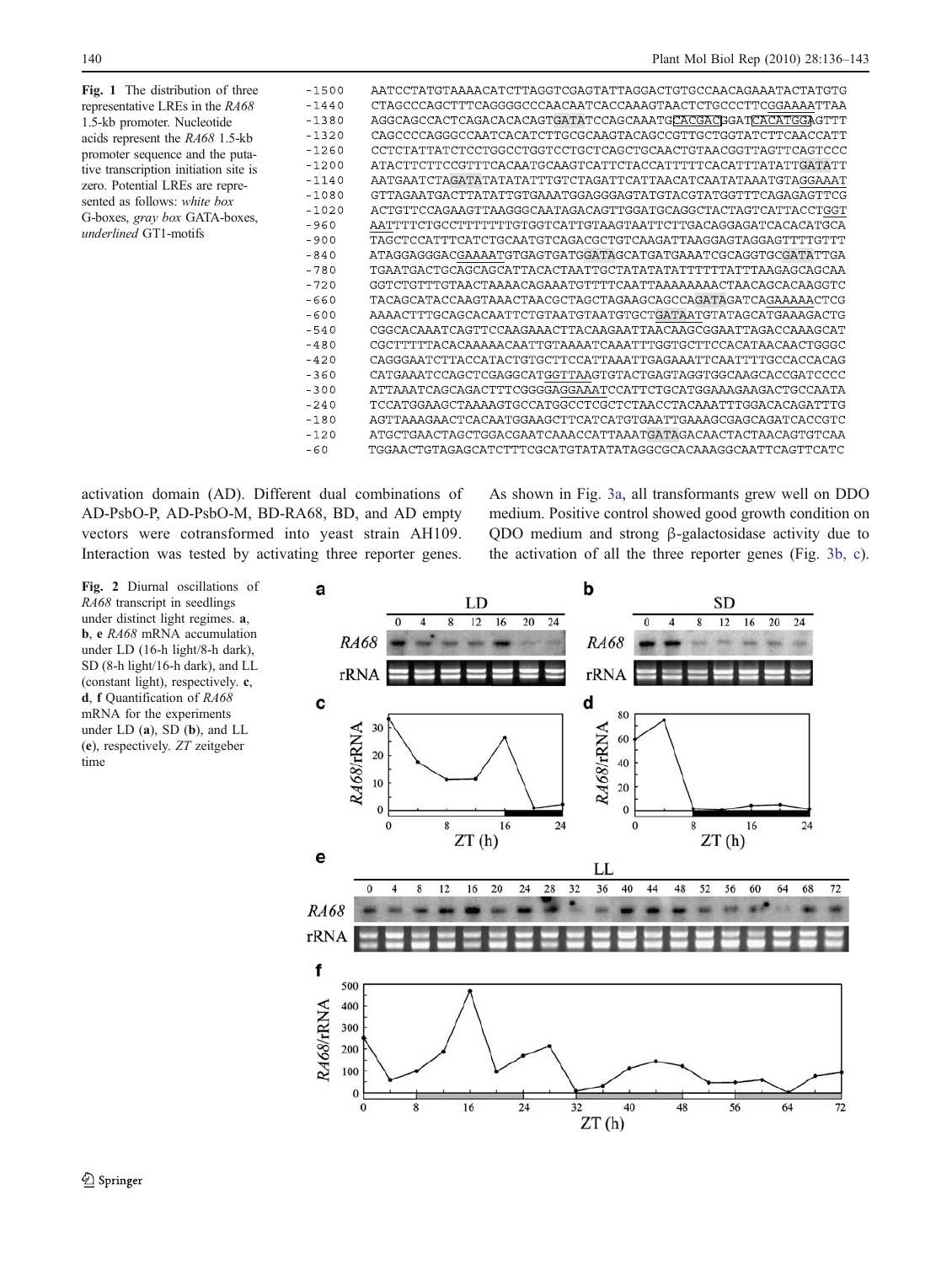**Fig. 1** The distribution of three representative LREs in the *RA68* 1.5-kb promoter. Nucleotide acids represent the *RA68* 1.5-kb promoter sequence and the putative transcription initiation site is zero. Potential LREs are represented as follows: *white box* G-boxes, *gray box* GATA-boxes, *underlined* GT1-motifs

```
-1500   AATCCTATGTAAAACATCTTAGGTCGAGTATTAGGACTGTGCCAACAGAAATACTATGTG
-1440   CTAGCCCAGCTTTCAGGGGCCCAACAATCACCAAAGTAACTCTGCCCCTTCGGAAAATTAA
-1380   AGGCAGCCACTCAGACACACAGTGATATCCAGCAAATGCACGACGGATCACATGGAGTTT
-1320   CAGCCCCAGGGCCAATCACATCTTGCGCAAGTACAGCCGTTGCTGGTATCTTCAACCATT
-1260   CCTCTATTATCTCCTGGCCTGGTCCTGCTCAGCTGCAACTGTAACGGTTAGTTCAGTCCC
-1200   ATACTTCTTCCGTTTCACAATGCAAGTCATTCTACCATTTTTCACATTTATATTGATATT
-1140   AATGAATCTAGATATATATATTTGTCTAGATTCATTAACATCAATATAAATGTAGGAAAT
-1080   GTTAGAATGACTTATATTGTGAAATGGAGGGAGTATGTACGTATGGTTTCAGAGAGTTCG
-1020   ACTGTTCCAGAAGTTAAGGGCAATAGACAGTTGGATGCAGGCTACTAGTCATTACCTGGT
-960    AATTTTCTGCCTTTTTTTGTGGTCATTGTAAGTAATTCTTGACAGGAGATCACACATGCA
-900    TAGCTCCATTTCATCTGCAATGTCAGACGCTGTCAAGATTAAGGAGTAGGAGTTTTGTTT
-840    ATAGGAGGGACGAAAATGTGAGTGATGGATAGCATGATGAAATCGCAGGTGCGATATTGA
-780    TGAATGACTGCAGCAGCATTACACTAATTGCTATATATATTTTTTATTTAAGAGCAGCAA
-720    GGTCTGTTTGTAACTAAAACAGAAATGTTTTCAATTAAAAAAAACTAACAGCACAAGGTC
-660    TACAGCATACCAAGTAAACTAACGCTAGCTAGAAGCAGCCAGATAGATCAGAAAAACTCG
-600    AAAACTTTGCAGCACAATTCTGTAATGTAATGTGCTGATAATGTATAGCATGAAAGACTG
-540    CGGCACAAATCAGTTCCAAGAAACTTACAAGAATTAACAAGCGGAATTAGACCAAAGCAT
-480    CGCTTTTTACACAAAAACAATTGTAAAATCAAATTTGGTGCTTCCACATAACAACTGGGC
-420    CAGGGAATCTTACCATACTGTGCTTCCATTAAATTGAGAAATTCAATTTTGCCACCACAG
-360    CATGAAATCCAGCTCGAGGCATGGTTAAGTGTACTGAGTAGGTGGCAAGCACCGATCCCC
-300    ATTAAATCAGCAGACTTTCGGGGAGGAAATCCATTCTGCATGGAAAGAAGACTGCCAATA
-240    TCCATGGAAGCTAAAAGTGCCATGGCCTCGCTCTAACCTACAAATTTGGACACAGATTTG
-180    AGTTAAAGAACTCACAATGGAAGCTTCATCATGTGAATTGAAAGCGAGCAGATCACCGTC
-120    ATGCTGAACTAGCTGGACGAATCAAACCATTAAATGATAGACAACTACTAACAGTGTCAA
-60     TGGAACTGTAGAGCATCTTTCGCATGTATATATAGGCGCACAAAGGCAATTCAGTTCATC
```

activation domain (AD). Different dual combinations of AD-PsbO-P, AD-PsbO-M, BD-RA68, BD, and AD empty vectors were cotransformed into yeast strain AH109. Interaction was tested by activating three reporter genes. As shown in Fig. 3a, all transformants grew well on DDO medium. Positive control showed good growth condition on QDO medium and strong β-galactosidase activity due to the activation of all the three reporter genes (Fig. 3b, c).

**Fig. 2** Diurnal oscillations of *RA68* transcript in seedlings under distinct light regimes. **a**, **b**, **e** *RA68* mRNA accumulation under LD (16-h light/8-h dark), SD (8-h light/16-h dark), and LL (constant light), respectively. **c**, **d**, **f** Quantification of *RA68* mRNA for the experiments under LD (**a**), SD (**b**), and LL (**e**), respectively. *ZT* zeitgeber time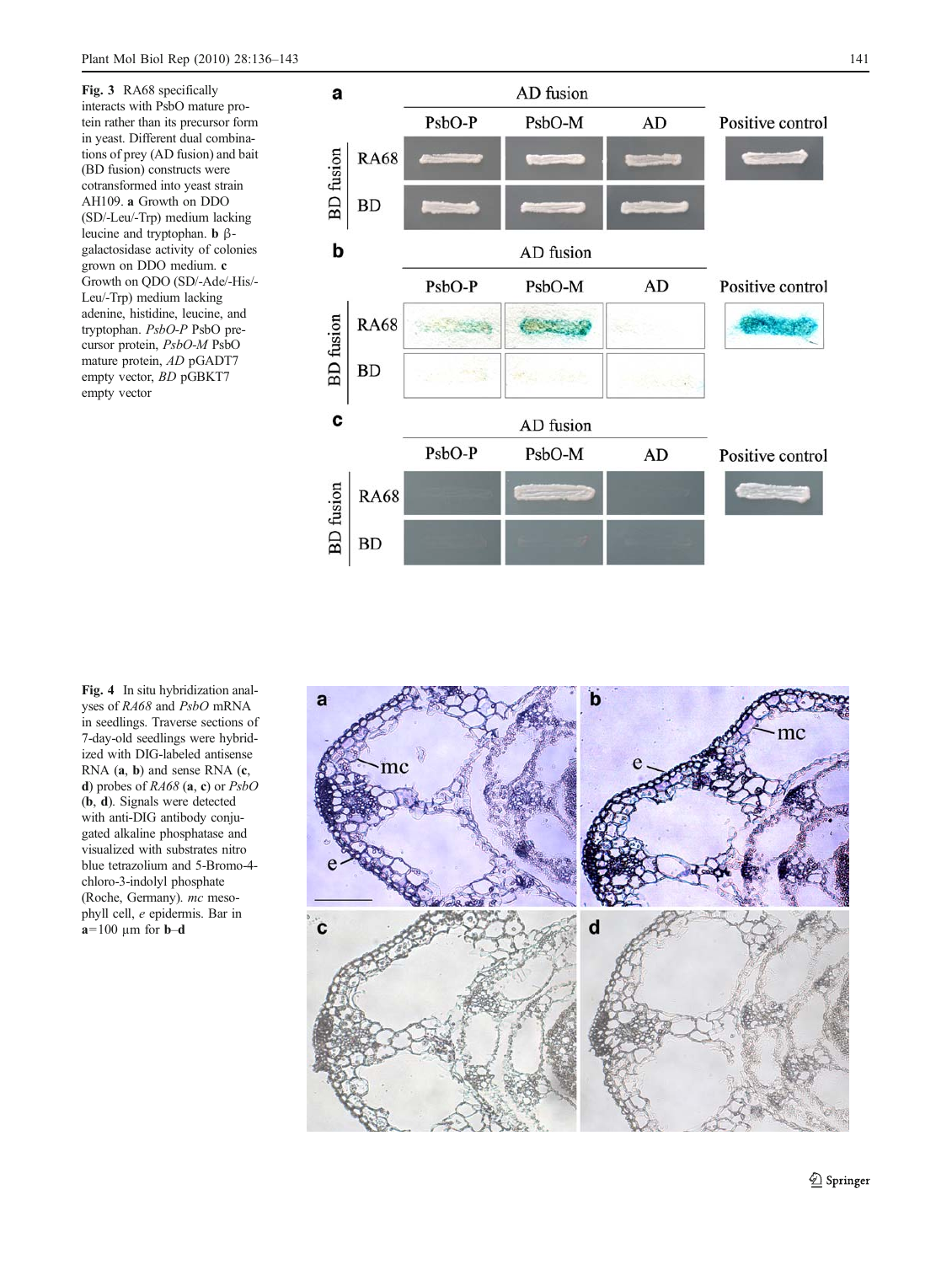**Fig. 3** RA68 specifically interacts with PsbO mature protein rather than its precursor form in yeast. Different dual combinations of prey (AD fusion) and bait (BD fusion) constructs were cotransformed into yeast strain AH109. **a** Growth on DDO (SD/-Leu/-Trp) medium lacking leucine and tryptophan. **b** β-galactosidase activity of colonies grown on DDO medium. **c** Growth on QDO (SD/-Ade/-His/-Leu/-Trp) medium lacking adenine, histidine, leucine, and tryptophan. *PsbO-P* PsbO precursor protein, *PsbO-M* PsbO mature protein, *AD* pGADT7 empty vector, *BD* pGBKT7 empty vector

**Fig. 4** In situ hybridization analyses of *RA68* and *PsbO* mRNA in seedlings. Traverse sections of 7-day-old seedlings were hybridized with DIG-labeled antisense RNA (**a**, **b**) and sense RNA (**c**, **d**) probes of *RA68* (**a**, **c**) or *PsbO* (**b**, **d**). Signals were detected with anti-DIG antibody conjugated alkaline phosphatase and visualized with substrates nitro blue tetrazolium and 5-Bromo-4-chloro-3-indolyl phosphate (Roche, Germany). *mc* mesophyll cell, *e* epidermis. Bar in **a**=100 μm for **b**–**d**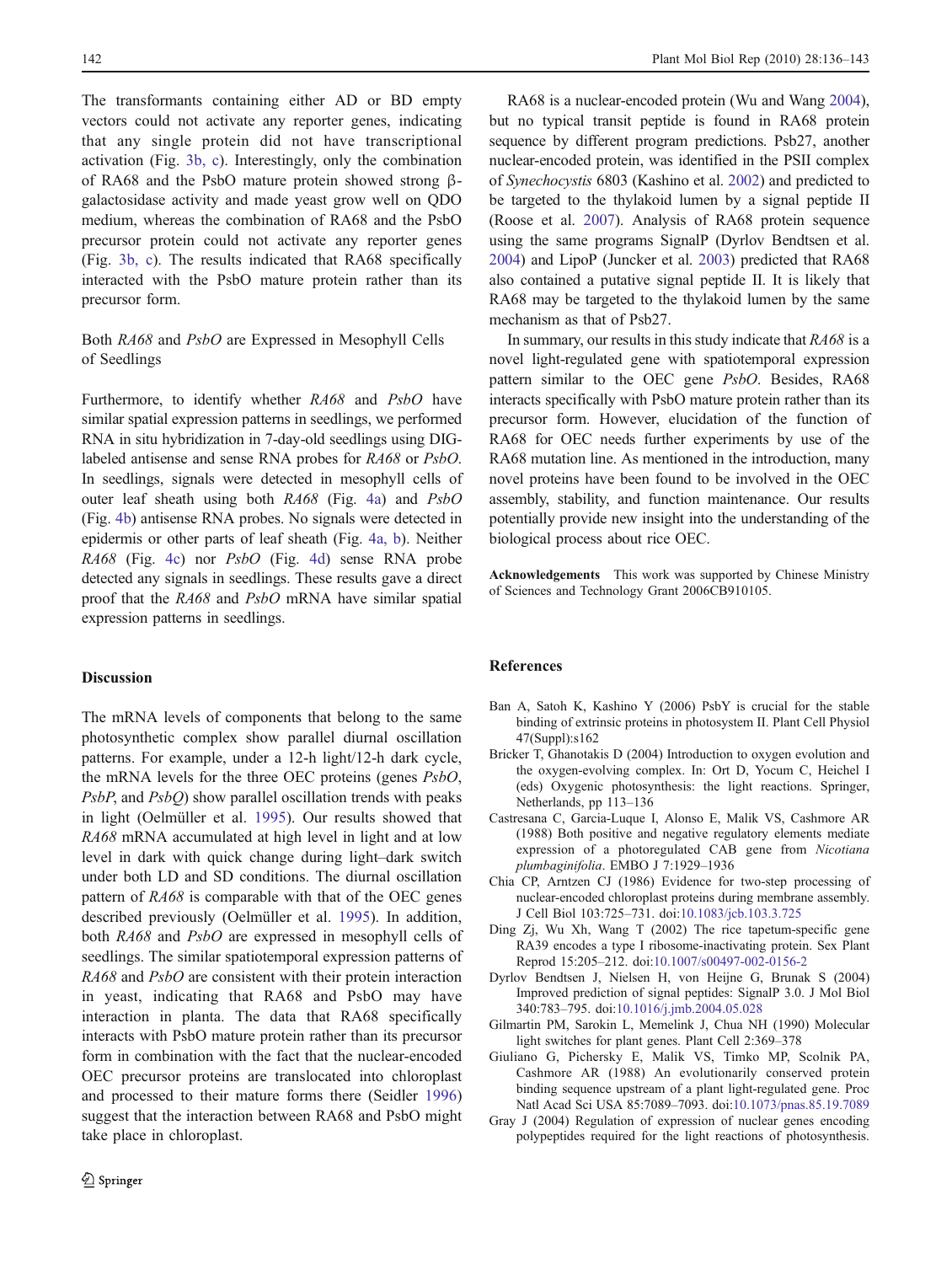The transformants containing either AD or BD empty vectors could not activate any reporter genes, indicating that any single protein did not have transcriptional activation (Fig. 3b, c). Interestingly, only the combination of RA68 and the PsbO mature protein showed strong β-galactosidase activity and made yeast grow well on QDO medium, whereas the combination of RA68 and the PsbO precursor protein could not activate any reporter genes (Fig. 3b, c). The results indicated that RA68 specifically interacted with the PsbO mature protein rather than its precursor form.

### Both *RA68* and *PsbO* are Expressed in Mesophyll Cells of Seedlings

Furthermore, to identify whether *RA68* and *PsbO* have similar spatial expression patterns in seedlings, we performed RNA in situ hybridization in 7-day-old seedlings using DIG-labeled antisense and sense RNA probes for *RA68* or *PsbO*. In seedlings, signals were detected in mesophyll cells of outer leaf sheath using both *RA68* (Fig. 4a) and *PsbO* (Fig. 4b) antisense RNA probes. No signals were detected in epidermis or other parts of leaf sheath (Fig. 4a, b). Neither *RA68* (Fig. 4c) nor *PsbO* (Fig. 4d) sense RNA probe detected any signals in seedlings. These results gave a direct proof that the *RA68* and *PsbO* mRNA have similar spatial expression patterns in seedlings.

## Discussion

The mRNA levels of components that belong to the same photosynthetic complex show parallel diurnal oscillation patterns. For example, under a 12-h light/12-h dark cycle, the mRNA levels for the three OEC proteins (genes *PsbO*, *PsbP*, and *PsbQ*) show parallel oscillation trends with peaks in light (Oelmüller et al. 1995). Our results showed that *RA68* mRNA accumulated at high level in light and at low level in dark with quick change during light–dark switch under both LD and SD conditions. The diurnal oscillation pattern of *RA68* is comparable with that of the OEC genes described previously (Oelmüller et al. 1995). In addition, both *RA68* and *PsbO* are expressed in mesophyll cells of seedlings. The similar spatiotemporal expression patterns of *RA68* and *PsbO* are consistent with their protein interaction in yeast, indicating that RA68 and PsbO may have interaction in planta. The data that RA68 specifically interacts with PsbO mature protein rather than its precursor form in combination with the fact that the nuclear-encoded OEC precursor proteins are translocated into chloroplast and processed to their mature forms there (Seidler 1996) suggest that the interaction between RA68 and PsbO might take place in chloroplast.

RA68 is a nuclear-encoded protein (Wu and Wang 2004), but no typical transit peptide is found in RA68 protein sequence by different program predictions. Psb27, another nuclear-encoded protein, was identified in the PSII complex of *Synechocystis* 6803 (Kashino et al. 2002) and predicted to be targeted to the thylakoid lumen by a signal peptide II (Roose et al. 2007). Analysis of RA68 protein sequence using the same programs SignalP (Dyrlov Bendtsen et al. 2004) and LipoP (Juncker et al. 2003) predicted that RA68 also contained a putative signal peptide II. It is likely that RA68 may be targeted to the thylakoid lumen by the same mechanism as that of Psb27.

In summary, our results in this study indicate that *RA68* is a novel light-regulated gene with spatiotemporal expression pattern similar to the OEC gene *PsbO*. Besides, RA68 interacts specifically with PsbO mature protein rather than its precursor form. However, elucidation of the function of RA68 for OEC needs further experiments by use of the RA68 mutation line. As mentioned in the introduction, many novel proteins have been found to be involved in the OEC assembly, stability, and function maintenance. Our results potentially provide new insight into the understanding of the biological process about rice OEC.

**Acknowledgements** This work was supported by Chinese Ministry of Sciences and Technology Grant 2006CB910105.

## References

Ban A, Satoh K, Kashino Y (2006) PsbY is crucial for the stable binding of extrinsic proteins in photosystem II. Plant Cell Physiol 47(Suppl):s162

Bricker T, Ghanotakis D (2004) Introduction to oxygen evolution and the oxygen-evolving complex. In: Ort D, Yocum C, Heichel I (eds) Oxygenic photosynthesis: the light reactions. Springer, Netherlands, pp 113–136

Castresana C, Garcia-Luque I, Alonso E, Malik VS, Cashmore AR (1988) Both positive and negative regulatory elements mediate expression of a photoregulated CAB gene from *Nicotiana plumbaginifolia*. EMBO J 7:1929–1936

Chia CP, Arntzen CJ (1986) Evidence for two-step processing of nuclear-encoded chloroplast proteins during membrane assembly. J Cell Biol 103:725–731. doi:10.1083/jcb.103.3.725

Ding Zj, Wu Xh, Wang T (2002) The rice tapetum-specific gene RA39 encodes a type I ribosome-inactivating protein. Sex Plant Reprod 15:205–212. doi:10.1007/s00497-002-0156-2

Dyrlov Bendtsen J, Nielsen H, von Heijne G, Brunak S (2004) Improved prediction of signal peptides: SignalP 3.0. J Mol Biol 340:783–795. doi:10.1016/j.jmb.2004.05.028

Gilmartin PM, Sarokin L, Memelink J, Chua NH (1990) Molecular light switches for plant genes. Plant Cell 2:369–378

Giuliano G, Pichersky E, Malik VS, Timko MP, Scolnik PA, Cashmore AR (1988) An evolutionarily conserved protein binding sequence upstream of a plant light-regulated gene. Proc Natl Acad Sci USA 85:7089–7093. doi:10.1073/pnas.85.19.7089

Gray J (2004) Regulation of expression of nuclear genes encoding polypeptides required for the light reactions of photosynthesis.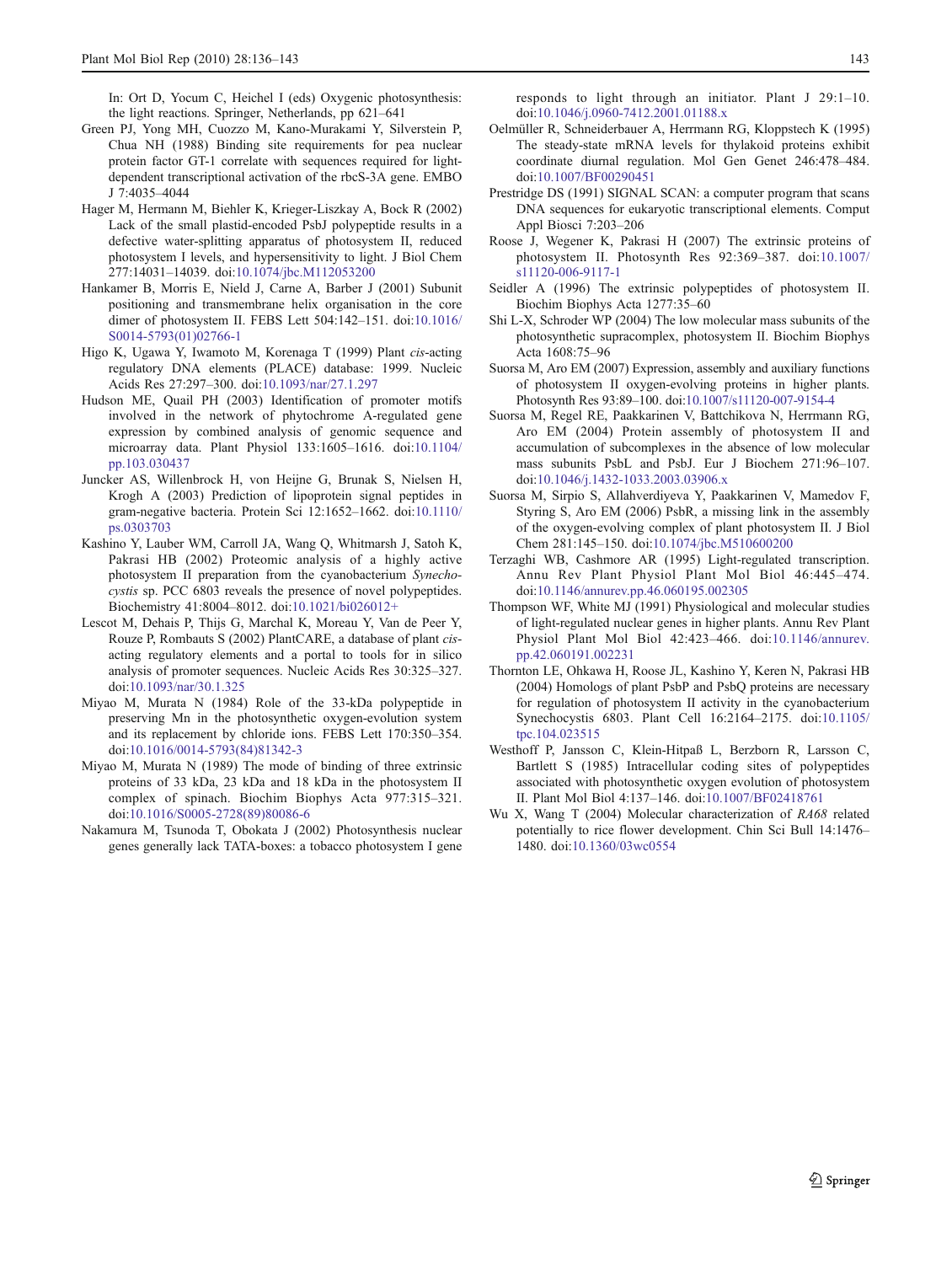In: Ort D, Yocum C, Heichel I (eds) Oxygenic photosynthesis: the light reactions. Springer, Netherlands, pp 621–641

Green PJ, Yong MH, Cuozzo M, Kano-Murakami Y, Silverstein P, Chua NH (1988) Binding site requirements for pea nuclear protein factor GT-1 correlate with sequences required for light-dependent transcriptional activation of the rbcS-3A gene. EMBO J 7:4035–4044

Hager M, Hermann M, Biehler K, Krieger-Liszkay A, Bock R (2002) Lack of the small plastid-encoded PsbJ polypeptide results in a defective water-splitting apparatus of photosystem II, reduced photosystem I levels, and hypersensitivity to light. J Biol Chem 277:14031–14039. doi:10.1074/jbc.M112053200

Hankamer B, Morris E, Nield J, Carne A, Barber J (2001) Subunit positioning and transmembrane helix organisation in the core dimer of photosystem II. FEBS Lett 504:142–151. doi:10.1016/S0014-5793(01)02766-1

Higo K, Ugawa Y, Iwamoto M, Korenaga T (1999) Plant *cis*-acting regulatory DNA elements (PLACE) database: 1999. Nucleic Acids Res 27:297–300. doi:10.1093/nar/27.1.297

Hudson ME, Quail PH (2003) Identification of promoter motifs involved in the network of phytochrome A-regulated gene expression by combined analysis of genomic sequence and microarray data. Plant Physiol 133:1605–1616. doi:10.1104/pp.103.030437

Juncker AS, Willenbrock H, von Heijne G, Brunak S, Nielsen H, Krogh A (2003) Prediction of lipoprotein signal peptides in gram-negative bacteria. Protein Sci 12:1652–1662. doi:10.1110/ps.0303703

Kashino Y, Lauber WM, Carroll JA, Wang Q, Whitmarsh J, Satoh K, Pakrasi HB (2002) Proteomic analysis of a highly active photosystem II preparation from the cyanobacterium *Synechocystis* sp. PCC 6803 reveals the presence of novel polypeptides. Biochemistry 41:8004–8012. doi:10.1021/bi026012+

Lescot M, Dehais P, Thijs G, Marchal K, Moreau Y, Van de Peer Y, Rouze P, Rombauts S (2002) PlantCARE, a database of plant *cis*-acting regulatory elements and a portal to tools for in silico analysis of promoter sequences. Nucleic Acids Res 30:325–327. doi:10.1093/nar/30.1.325

Miyao M, Murata N (1984) Role of the 33-kDa polypeptide in preserving Mn in the photosynthetic oxygen-evolution system and its replacement by chloride ions. FEBS Lett 170:350–354. doi:10.1016/0014-5793(84)81342-3

Miyao M, Murata N (1989) The mode of binding of three extrinsic proteins of 33 kDa, 23 kDa and 18 kDa in the photosystem II complex of spinach. Biochim Biophys Acta 977:315–321. doi:10.1016/S0005-2728(89)80086-6

Nakamura M, Tsunoda T, Obokata J (2002) Photosynthesis nuclear genes generally lack TATA-boxes: a tobacco photosystem I gene responds to light through an initiator. Plant J 29:1–10. doi:10.1046/j.0960-7412.2001.01188.x

Oelmüller R, Schneiderbauer A, Herrmann RG, Kloppstech K (1995) The steady-state mRNA levels for thylakoid proteins exhibit coordinate diurnal regulation. Mol Gen Genet 246:478–484. doi:10.1007/BF00290451

Prestridge DS (1991) SIGNAL SCAN: a computer program that scans DNA sequences for eukaryotic transcriptional elements. Comput Appl Biosci 7:203–206

Roose J, Wegener K, Pakrasi H (2007) The extrinsic proteins of photosystem II. Photosynth Res 92:369–387. doi:10.1007/s11120-006-9117-1

Seidler A (1996) The extrinsic polypeptides of photosystem II. Biochim Biophys Acta 1277:35–60

Shi L-X, Schroder WP (2004) The low molecular mass subunits of the photosynthetic supracomplex, photosystem II. Biochim Biophys Acta 1608:75–96

Suorsa M, Aro EM (2007) Expression, assembly and auxiliary functions of photosystem II oxygen-evolving proteins in higher plants. Photosynth Res 93:89–100. doi:10.1007/s11120-007-9154-4

Suorsa M, Regel RE, Paakkarinen V, Battchikova N, Herrmann RG, Aro EM (2004) Protein assembly of photosystem II and accumulation of subcomplexes in the absence of low molecular mass subunits PsbL and PsbJ. Eur J Biochem 271:96–107. doi:10.1046/j.1432-1033.2003.03906.x

Suorsa M, Sirpio S, Allahverdiyeva Y, Paakkarinen V, Mamedov F, Styring S, Aro EM (2006) PsbR, a missing link in the assembly of the oxygen-evolving complex of plant photosystem II. J Biol Chem 281:145–150. doi:10.1074/jbc.M510600200

Terzaghi WB, Cashmore AR (1995) Light-regulated transcription. Annu Rev Plant Physiol Plant Mol Biol 46:445–474. doi:10.1146/annurev.pp.46.060195.002305

Thompson WF, White MJ (1991) Physiological and molecular studies of light-regulated nuclear genes in higher plants. Annu Rev Plant Physiol Plant Mol Biol 42:423–466. doi:10.1146/annurev.pp.42.060191.002231

Thornton LE, Ohkawa H, Roose JL, Kashino Y, Keren N, Pakrasi HB (2004) Homologs of plant PsbP and PsbQ proteins are necessary for regulation of photosystem II activity in the cyanobacterium Synechocystis 6803. Plant Cell 16:2164–2175. doi:10.1105/tpc.104.023515

Westhoff P, Jansson C, Klein-Hitpaß L, Berzborn R, Larsson C, Bartlett S (1985) Intracellular coding sites of polypeptides associated with photosynthetic oxygen evolution of photosystem II. Plant Mol Biol 4:137–146. doi:10.1007/BF02418761

Wu X, Wang T (2004) Molecular characterization of *RA68* related potentially to rice flower development. Chin Sci Bull 14:1476–1480. doi:10.1360/03wc0554